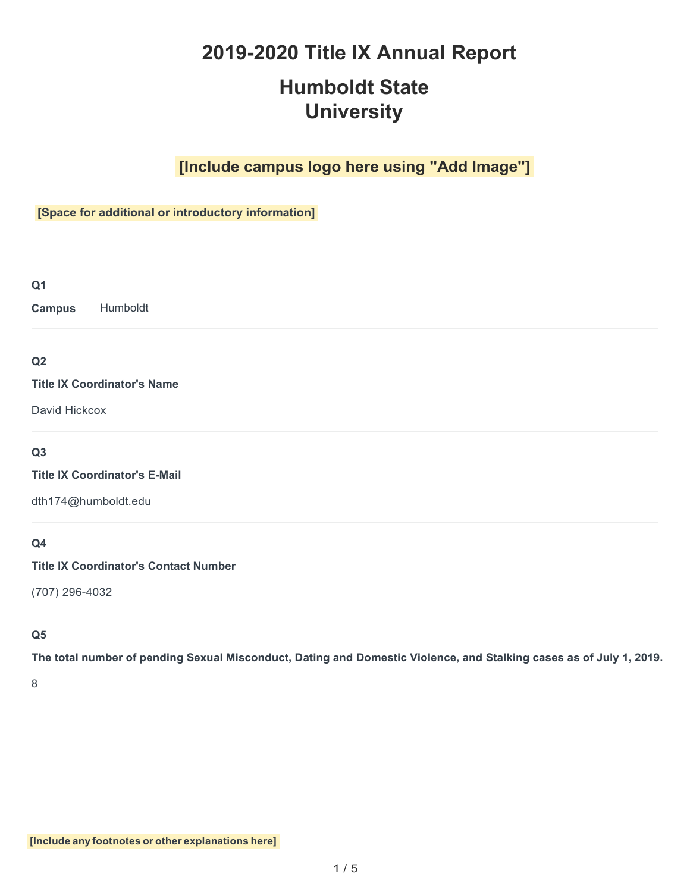# 2019-2020 Title IX Annual Report

# Humboldt State University

**[Include campus logo here using "Add Image"]**

**[Space for additional or introductory information]**

---

**Q1**

**Campus** Humboldt

---

**Q2**

**Title IX Coordinator's Name**

David Hickcox

---

**Q3**

**Title IX Coordinator's E-Mail**

dth174@humboldt.edu

---

**Q4**

**Title IX Coordinator's Contact Number**

(707) 296-4032

---

**Q5**

**The total number of pending Sexual Misconduct, Dating and Domestic Violence, and Stalking cases as of July 1, 2019.**

8

---

**[Include any footnotes or other explanations here]**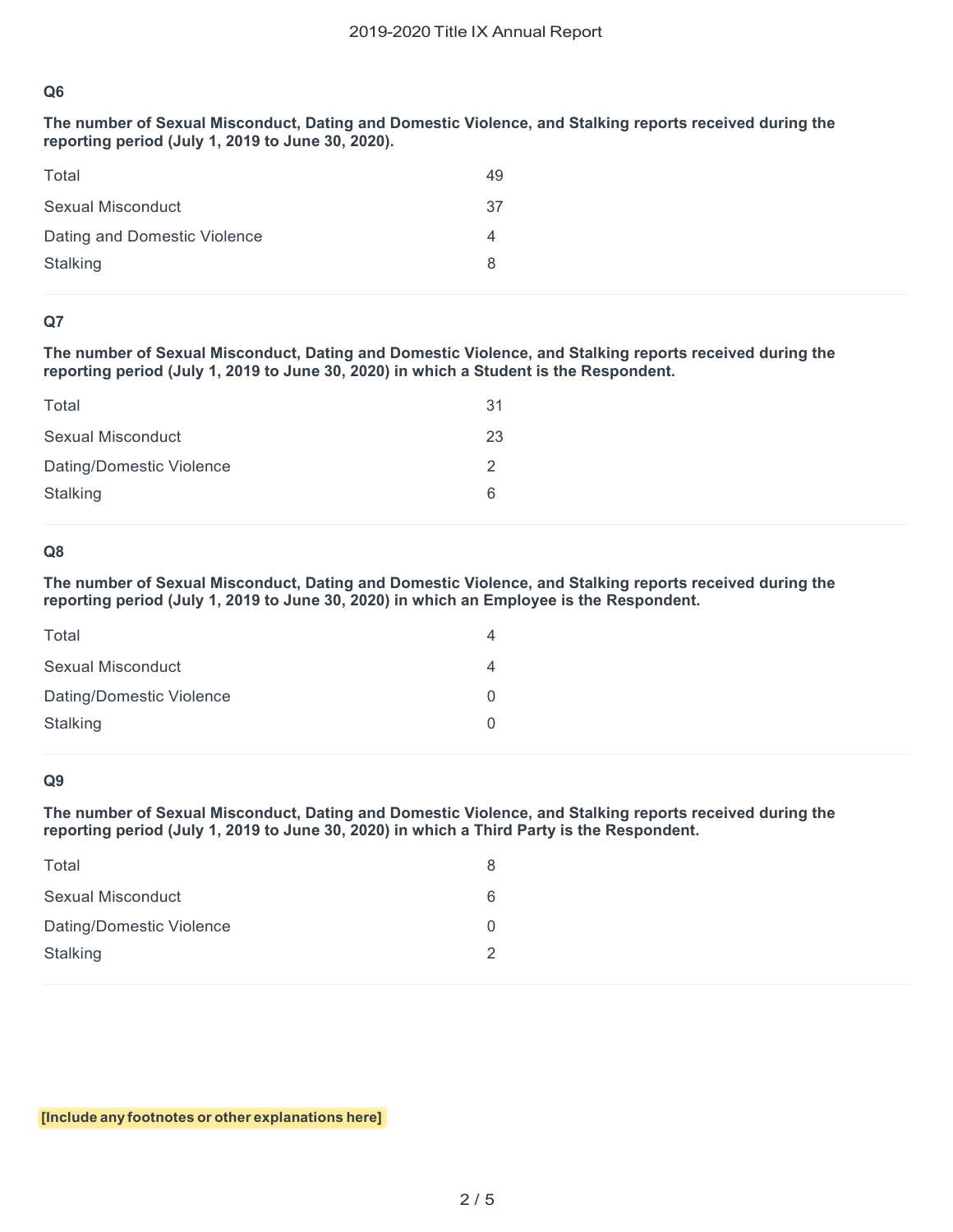## Q6

**The number of Sexual Misconduct, Dating and Domestic Violence, and Stalking reports received during the reporting period (July 1, 2019 to June 30, 2020).**

| | |
|---|---|
| Total | 49 |
| Sexual Misconduct | 37 |
| Dating and Domestic Violence | 4 |
| Stalking | 8 |

## Q7

**The number of Sexual Misconduct, Dating and Domestic Violence, and Stalking reports received during the reporting period (July 1, 2019 to June 30, 2020) in which a Student is the Respondent.**

| | |
|---|---|
| Total | 31 |
| Sexual Misconduct | 23 |
| Dating/Domestic Violence | 2 |
| Stalking | 6 |

## Q8

**The number of Sexual Misconduct, Dating and Domestic Violence, and Stalking reports received during the reporting period (July 1, 2019 to June 30, 2020) in which an Employee is the Respondent.**

| | |
|---|---|
| Total | 4 |
| Sexual Misconduct | 4 |
| Dating/Domestic Violence | 0 |
| Stalking | 0 |

## Q9

**The number of Sexual Misconduct, Dating and Domestic Violence, and Stalking reports received during the reporting period (July 1, 2019 to June 30, 2020) in which a Third Party is the Respondent.**

| | |
|---|---|
| Total | 8 |
| Sexual Misconduct | 6 |
| Dating/Domestic Violence | 0 |
| Stalking | 2 |

**[Include any footnotes or other explanations here]**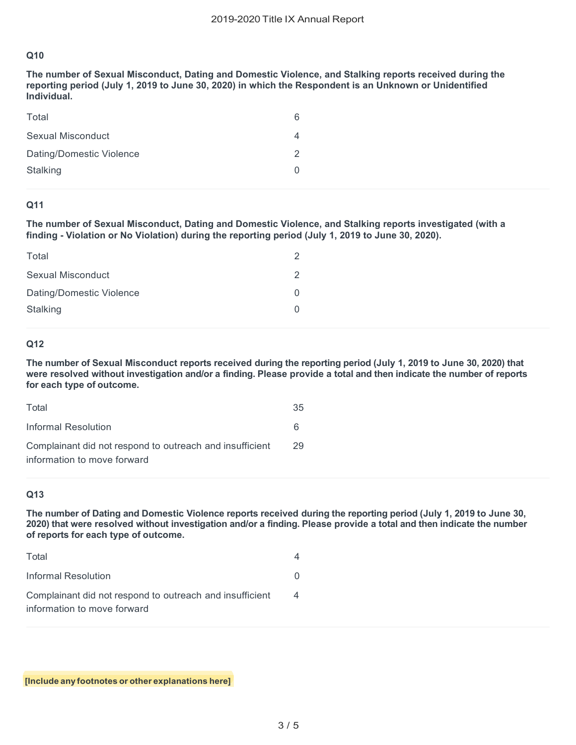### Q10

**The number of Sexual Misconduct, Dating and Domestic Violence, and Stalking reports received during the reporting period (July 1, 2019 to June 30, 2020) in which the Respondent is an Unknown or Unidentified Individual.**

| | |
|---|---|
| Total | 6 |
| Sexual Misconduct | 4 |
| Dating/Domestic Violence | 2 |
| Stalking | 0 |

### Q11

**The number of Sexual Misconduct, Dating and Domestic Violence, and Stalking reports investigated (with a finding - Violation or No Violation) during the reporting period (July 1, 2019 to June 30, 2020).**

| | |
|---|---|
| Total | 2 |
| Sexual Misconduct | 2 |
| Dating/Domestic Violence | 0 |
| Stalking | 0 |

### Q12

**The number of Sexual Misconduct reports received during the reporting period (July 1, 2019 to June 30, 2020) that were resolved without investigation and/or a finding. Please provide a total and then indicate the number of reports for each type of outcome.**

| | |
|---|---|
| Total | 35 |
| Informal Resolution | 6 |
| Complainant did not respond to outreach and insufficient information to move forward | 29 |

### Q13

**The number of Dating and Domestic Violence reports received during the reporting period (July 1, 2019 to June 30, 2020) that were resolved without investigation and/or a finding. Please provide a total and then indicate the number of reports for each type of outcome.**

| | |
|---|---|
| Total | 4 |
| Informal Resolution | 0 |
| Complainant did not respond to outreach and insufficient information to move forward | 4 |

**[Include any footnotes or other explanations here]**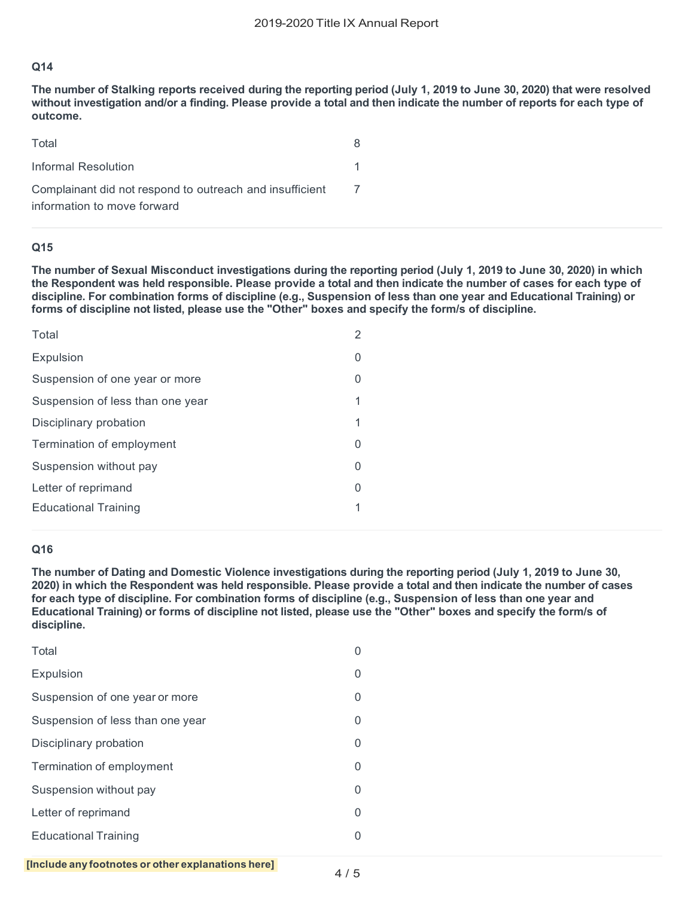### Q14

**The number of Stalking reports received during the reporting period (July 1, 2019 to June 30, 2020) that were resolved without investigation and/or a finding. Please provide a total and then indicate the number of reports for each type of outcome.**

| | |
|---|---|
| Total | 8 |
| Informal Resolution | 1 |
| Complainant did not respond to outreach and insufficient information to move forward | 7 |

### Q15

**The number of Sexual Misconduct investigations during the reporting period (July 1, 2019 to June 30, 2020) in which the Respondent was held responsible. Please provide a total and then indicate the number of cases for each type of discipline. For combination forms of discipline (e.g., Suspension of less than one year and Educational Training) or forms of discipline not listed, please use the "Other" boxes and specify the form/s of discipline.**

| | |
|---|---|
| Total | 2 |
| Expulsion | 0 |
| Suspension of one year or more | 0 |
| Suspension of less than one year | 1 |
| Disciplinary probation | 1 |
| Termination of employment | 0 |
| Suspension without pay | 0 |
| Letter of reprimand | 0 |
| Educational Training | 1 |

### Q16

**The number of Dating and Domestic Violence investigations during the reporting period (July 1, 2019 to June 30, 2020) in which the Respondent was held responsible. Please provide a total and then indicate the number of cases for each type of discipline. For combination forms of discipline (e.g., Suspension of less than one year and Educational Training) or forms of discipline not listed, please use the "Other" boxes and specify the form/s of discipline.**

| | |
|---|---|
| Total | 0 |
| Expulsion | 0 |
| Suspension of one year or more | 0 |
| Suspension of less than one year | 0 |
| Disciplinary probation | 0 |
| Termination of employment | 0 |
| Suspension without pay | 0 |
| Letter of reprimand | 0 |
| Educational Training | 0 |

**[Include any footnotes or other explanations here]**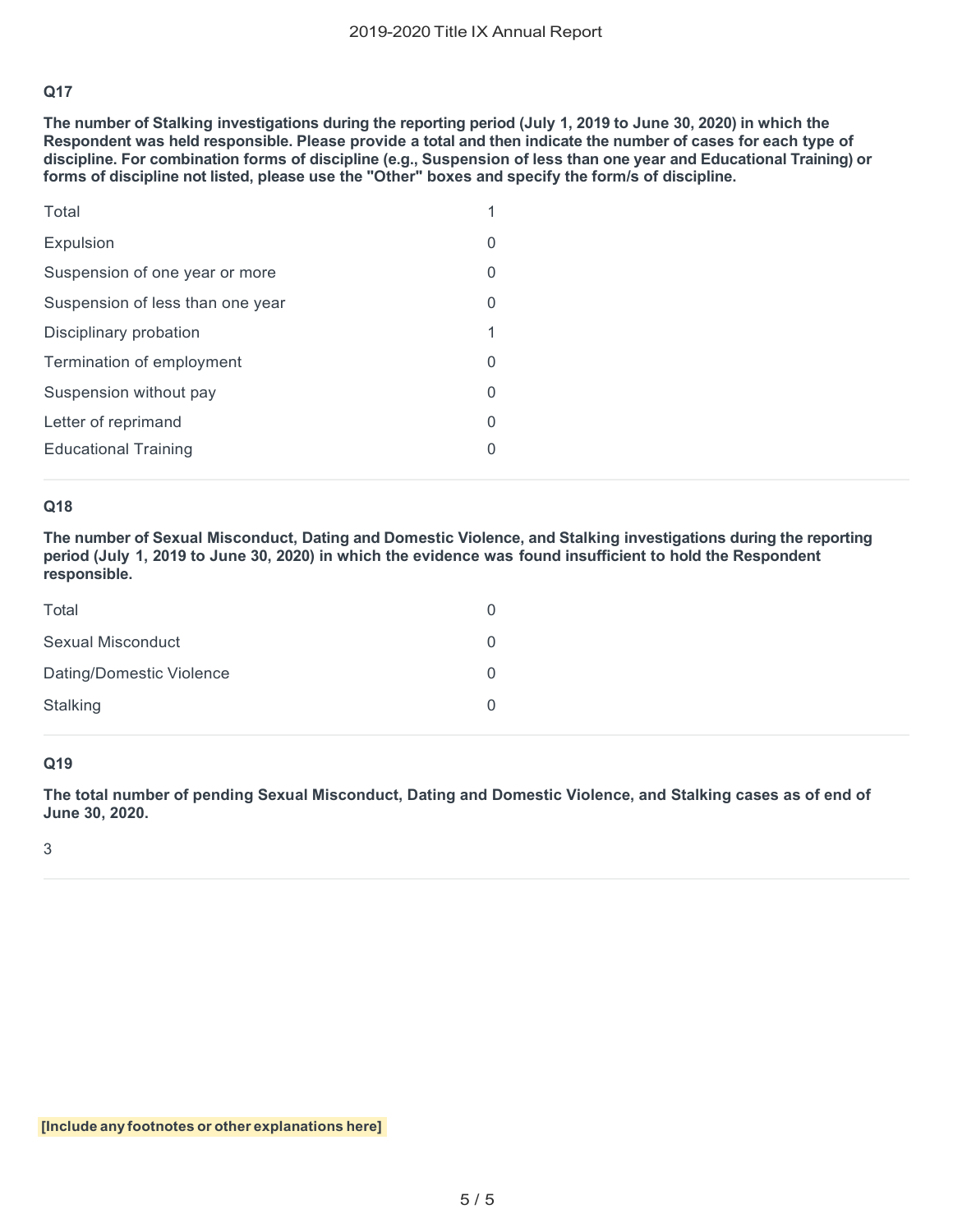### Q17

**The number of Stalking investigations during the reporting period (July 1, 2019 to June 30, 2020) in which the Respondent was held responsible. Please provide a total and then indicate the number of cases for each type of discipline. For combination forms of discipline (e.g., Suspension of less than one year and Educational Training) or forms of discipline not listed, please use the "Other" boxes and specify the form/s of discipline.**

| | |
|---|---|
| Total | 1 |
| Expulsion | 0 |
| Suspension of one year or more | 0 |
| Suspension of less than one year | 0 |
| Disciplinary probation | 1 |
| Termination of employment | 0 |
| Suspension without pay | 0 |
| Letter of reprimand | 0 |
| Educational Training | 0 |

### Q18

**The number of Sexual Misconduct, Dating and Domestic Violence, and Stalking investigations during the reporting period (July 1, 2019 to June 30, 2020) in which the evidence was found insufficient to hold the Respondent responsible.**

| | |
|---|---|
| Total | 0 |
| Sexual Misconduct | 0 |
| Dating/Domestic Violence | 0 |
| Stalking | 0 |

### Q19

**The total number of pending Sexual Misconduct, Dating and Domestic Violence, and Stalking cases as of end of June 30, 2020.**

3

**[Include any footnotes or other explanations here]**